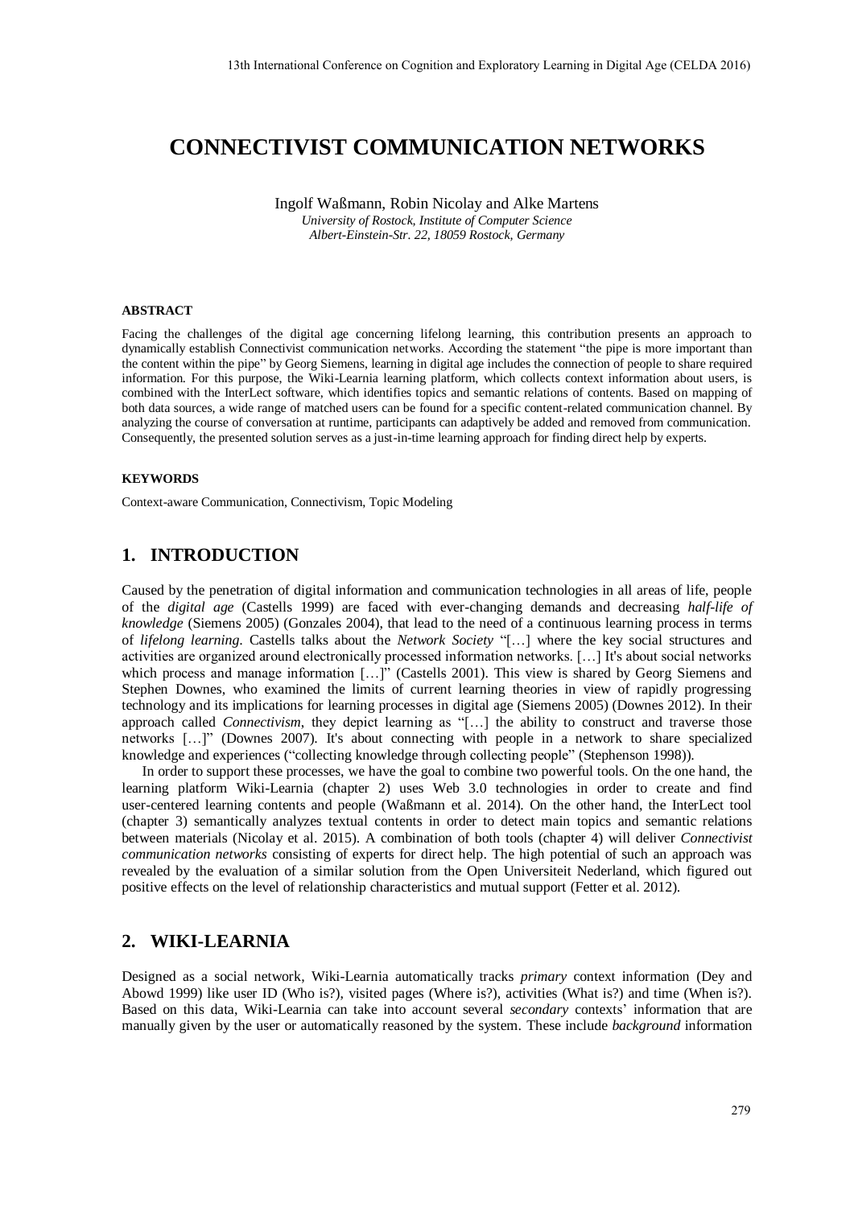# CONNECTIVIST COMMUNICATION NETWORKS

Ingolf Waßmann, Robin Nicolay and Alke Martens
*University of Rostock, Institute of Computer Science*
*Albert-Einstein-Str. 22, 18059 Rostock, Germany*

#### ABSTRACT

Facing the challenges of the digital age concerning lifelong learning, this contribution presents an approach to dynamically establish Connectivist communication networks. According the statement "the pipe is more important than the content within the pipe" by Georg Siemens, learning in digital age includes the connection of people to share required information. For this purpose, the Wiki-Learnia learning platform, which collects context information about users, is combined with the InterLect software, which identifies topics and semantic relations of contents. Based on mapping of both data sources, a wide range of matched users can be found for a specific content-related communication channel. By analyzing the course of conversation at runtime, participants can adaptively be added and removed from communication. Consequently, the presented solution serves as a just-in-time learning approach for finding direct help by experts.

#### KEYWORDS

Context-aware Communication, Connectivism, Topic Modeling

## 1. INTRODUCTION

Caused by the penetration of digital information and communication technologies in all areas of life, people of the *digital age* (Castells 1999) are faced with ever-changing demands and decreasing *half-life of knowledge* (Siemens 2005) (Gonzales 2004), that lead to the need of a continuous learning process in terms of *lifelong learning*. Castells talks about the *Network Society* "[…] where the key social structures and activities are organized around electronically processed information networks. […] It's about social networks which process and manage information […]" (Castells 2001). This view is shared by Georg Siemens and Stephen Downes, who examined the limits of current learning theories in view of rapidly progressing technology and its implications for learning processes in digital age (Siemens 2005) (Downes 2012). In their approach called *Connectivism*, they depict learning as "[…] the ability to construct and traverse those networks […]" (Downes 2007). It's about connecting with people in a network to share specialized knowledge and experiences ("collecting knowledge through collecting people" (Stephenson 1998)).

In order to support these processes, we have the goal to combine two powerful tools. On the one hand, the learning platform Wiki-Learnia (chapter 2) uses Web 3.0 technologies in order to create and find user-centered learning contents and people (Waßmann et al. 2014). On the other hand, the InterLect tool (chapter 3) semantically analyzes textual contents in order to detect main topics and semantic relations between materials (Nicolay et al. 2015). A combination of both tools (chapter 4) will deliver *Connectivist communication networks* consisting of experts for direct help. The high potential of such an approach was revealed by the evaluation of a similar solution from the Open Universiteit Nederland, which figured out positive effects on the level of relationship characteristics and mutual support (Fetter et al. 2012).

## 2. WIKI-LEARNIA

Designed as a social network, Wiki-Learnia automatically tracks *primary* context information (Dey and Abowd 1999) like user ID (Who is?), visited pages (Where is?), activities (What is?) and time (When is?). Based on this data, Wiki-Learnia can take into account several *secondary* contexts' information that are manually given by the user or automatically reasoned by the system. These include *background* information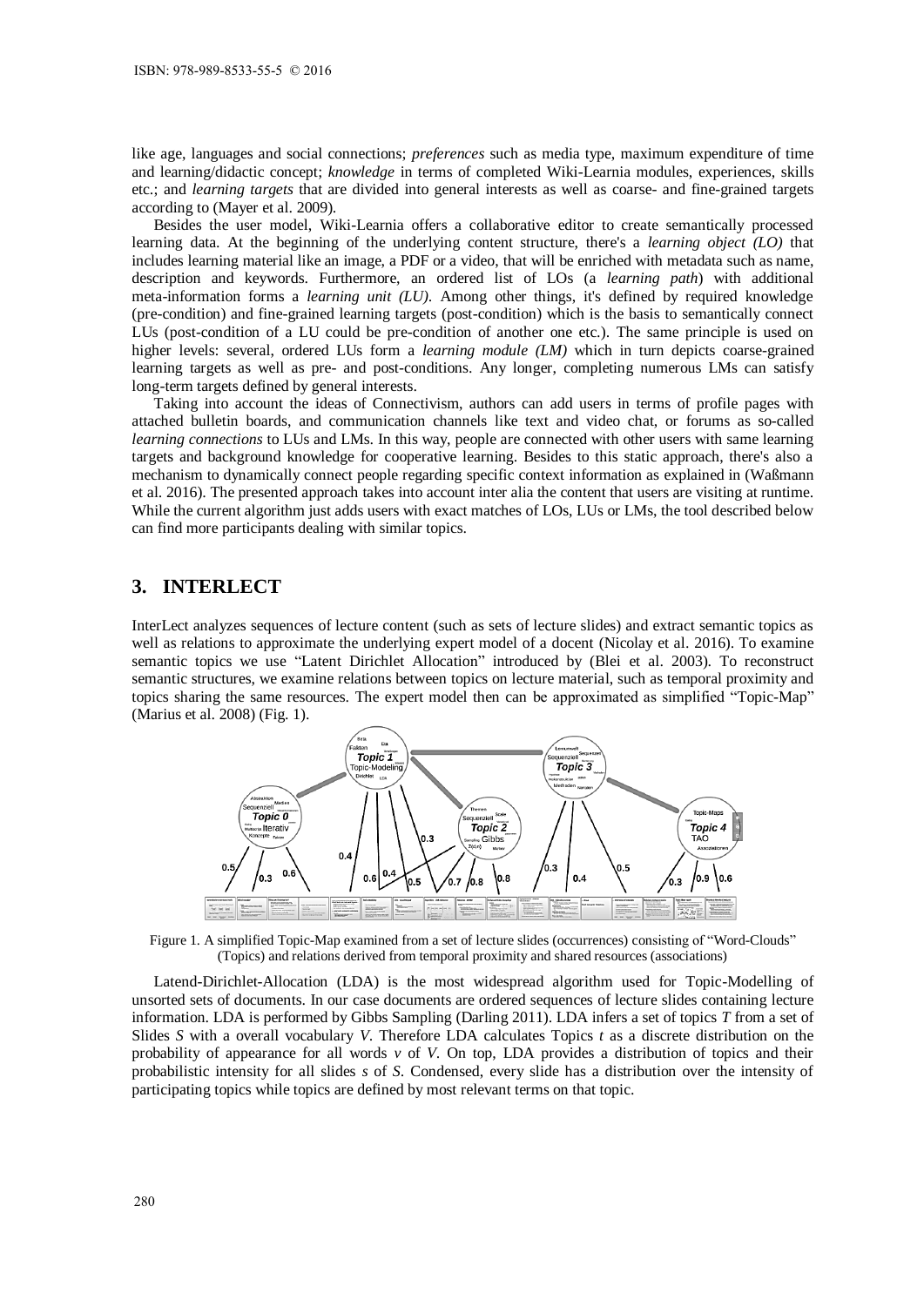like age, languages and social connections; *preferences* such as media type, maximum expenditure of time and learning/didactic concept; *knowledge* in terms of completed Wiki-Learnia modules, experiences, skills etc.; and *learning targets* that are divided into general interests as well as coarse- and fine-grained targets according to (Mayer et al. 2009).

Besides the user model, Wiki-Learnia offers a collaborative editor to create semantically processed learning data. At the beginning of the underlying content structure, there's a *learning object (LO)* that includes learning material like an image, a PDF or a video, that will be enriched with metadata such as name, description and keywords. Furthermore, an ordered list of LOs (a *learning path*) with additional meta-information forms a *learning unit (LU)*. Among other things, it's defined by required knowledge (pre-condition) and fine-grained learning targets (post-condition) which is the basis to semantically connect LUs (post-condition of a LU could be pre-condition of another one etc.). The same principle is used on higher levels: several, ordered LUs form a *learning module (LM)* which in turn depicts coarse-grained learning targets as well as pre- and post-conditions. Any longer, completing numerous LMs can satisfy long-term targets defined by general interests.

Taking into account the ideas of Connectivism, authors can add users in terms of profile pages with attached bulletin boards, and communication channels like text and video chat, or forums as so-called *learning connections* to LUs and LMs. In this way, people are connected with other users with same learning targets and background knowledge for cooperative learning. Besides to this static approach, there's also a mechanism to dynamically connect people regarding specific context information as explained in (Waßmann et al. 2016). The presented approach takes into account inter alia the content that users are visiting at runtime. While the current algorithm just adds users with exact matches of LOs, LUs or LMs, the tool described below can find more participants dealing with similar topics.

## 3. INTERLECT

InterLect analyzes sequences of lecture content (such as sets of lecture slides) and extract semantic topics as well as relations to approximate the underlying expert model of a docent (Nicolay et al. 2016). To examine semantic topics we use "Latent Dirichlet Allocation" introduced by (Blei et al. 2003). To reconstruct semantic structures, we examine relations between topics on lecture material, such as temporal proximity and topics sharing the same resources. The expert model then can be approximated as simplified "Topic-Map" (Marius et al. 2008) (Fig. 1).

Figure 1. A simplified Topic-Map examined from a set of lecture slides (occurrences) consisting of "Word-Clouds" (Topics) and relations derived from temporal proximity and shared resources (associations)

Latend-Dirichlet-Allocation (LDA) is the most widespread algorithm used for Topic-Modelling of unsorted sets of documents. In our case documents are ordered sequences of lecture slides containing lecture information. LDA is performed by Gibbs Sampling (Darling 2011). LDA infers a set of topics $T$ from a set of Slides $S$ with a overall vocabulary $V$. Therefore LDA calculates Topics $t$ as a discrete distribution on the probability of appearance for all words $v$ of $V$. On top, LDA provides a distribution of topics and their probabilistic intensity for all slides $s$ of $S$. Condensed, every slide has a distribution over the intensity of participating topics while topics are defined by most relevant terms on that topic.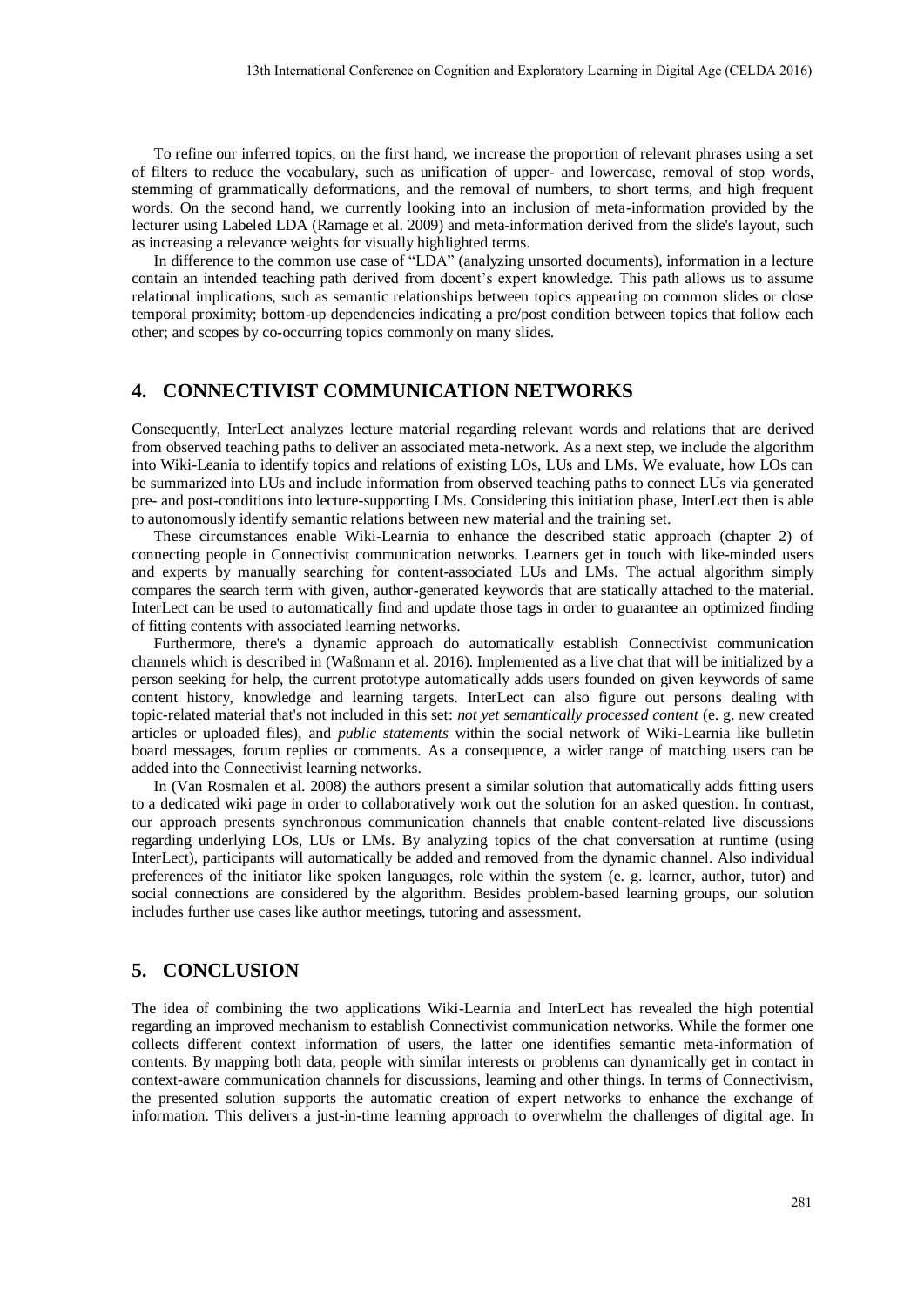To refine our inferred topics, on the first hand, we increase the proportion of relevant phrases using a set of filters to reduce the vocabulary, such as unification of upper- and lowercase, removal of stop words, stemming of grammatically deformations, and the removal of numbers, to short terms, and high frequent words. On the second hand, we currently looking into an inclusion of meta-information provided by the lecturer using Labeled LDA (Ramage et al. 2009) and meta-information derived from the slide's layout, such as increasing a relevance weights for visually highlighted terms.

In difference to the common use case of "LDA" (analyzing unsorted documents), information in a lecture contain an intended teaching path derived from docent's expert knowledge. This path allows us to assume relational implications, such as semantic relationships between topics appearing on common slides or close temporal proximity; bottom-up dependencies indicating a pre/post condition between topics that follow each other; and scopes by co-occurring topics commonly on many slides.

## 4. CONNECTIVIST COMMUNICATION NETWORKS

Consequently, InterLect analyzes lecture material regarding relevant words and relations that are derived from observed teaching paths to deliver an associated meta-network. As a next step, we include the algorithm into Wiki-Leania to identify topics and relations of existing LOs, LUs and LMs. We evaluate, how LOs can be summarized into LUs and include information from observed teaching paths to connect LUs via generated pre- and post-conditions into lecture-supporting LMs. Considering this initiation phase, InterLect then is able to autonomously identify semantic relations between new material and the training set.

These circumstances enable Wiki-Learnia to enhance the described static approach (chapter 2) of connecting people in Connectivist communication networks. Learners get in touch with like-minded users and experts by manually searching for content-associated LUs and LMs. The actual algorithm simply compares the search term with given, author-generated keywords that are statically attached to the material. InterLect can be used to automatically find and update those tags in order to guarantee an optimized finding of fitting contents with associated learning networks.

Furthermore, there's a dynamic approach do automatically establish Connectivist communication channels which is described in (Waßmann et al. 2016). Implemented as a live chat that will be initialized by a person seeking for help, the current prototype automatically adds users founded on given keywords of same content history, knowledge and learning targets. InterLect can also figure out persons dealing with topic-related material that's not included in this set: *not yet semantically processed content* (e. g. new created articles or uploaded files), and *public statements* within the social network of Wiki-Learnia like bulletin board messages, forum replies or comments. As a consequence, a wider range of matching users can be added into the Connectivist learning networks.

In (Van Rosmalen et al. 2008) the authors present a similar solution that automatically adds fitting users to a dedicated wiki page in order to collaboratively work out the solution for an asked question. In contrast, our approach presents synchronous communication channels that enable content-related live discussions regarding underlying LOs, LUs or LMs. By analyzing topics of the chat conversation at runtime (using InterLect), participants will automatically be added and removed from the dynamic channel. Also individual preferences of the initiator like spoken languages, role within the system (e. g. learner, author, tutor) and social connections are considered by the algorithm. Besides problem-based learning groups, our solution includes further use cases like author meetings, tutoring and assessment.

## 5. CONCLUSION

The idea of combining the two applications Wiki-Learnia and InterLect has revealed the high potential regarding an improved mechanism to establish Connectivist communication networks. While the former one collects different context information of users, the latter one identifies semantic meta-information of contents. By mapping both data, people with similar interests or problems can dynamically get in contact in context-aware communication channels for discussions, learning and other things. In terms of Connectivism, the presented solution supports the automatic creation of expert networks to enhance the exchange of information. This delivers a just-in-time learning approach to overwhelm the challenges of digital age. In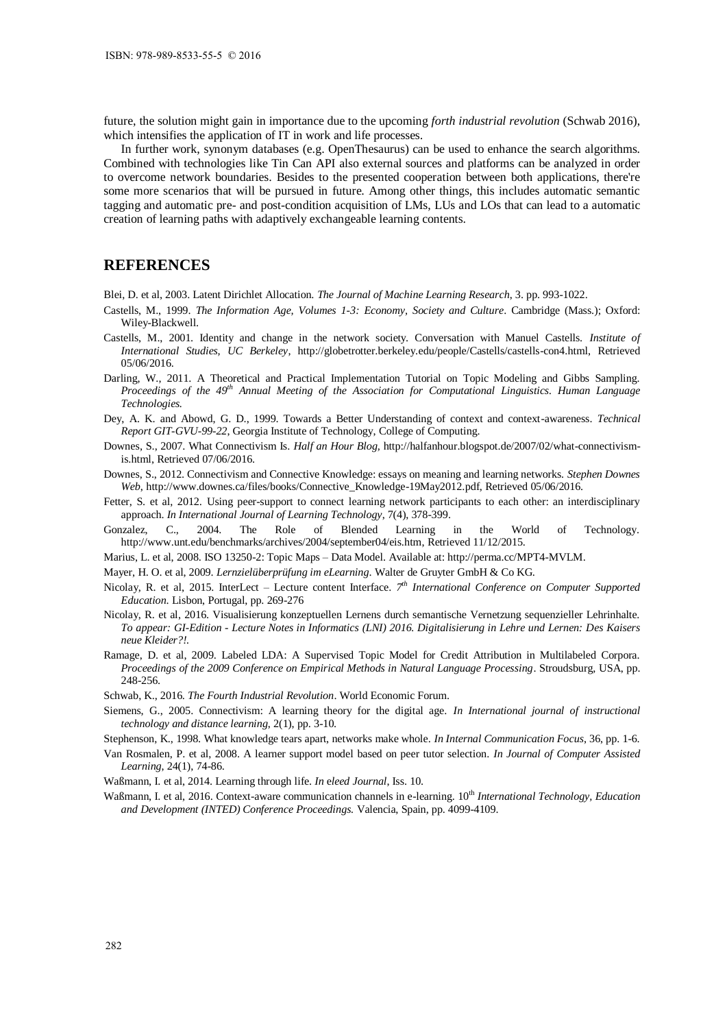future, the solution might gain in importance due to the upcoming *forth industrial revolution* (Schwab 2016), which intensifies the application of IT in work and life processes.

In further work, synonym databases (e.g. OpenThesaurus) can be used to enhance the search algorithms. Combined with technologies like Tin Can API also external sources and platforms can be analyzed in order to overcome network boundaries. Besides to the presented cooperation between both applications, there're some more scenarios that will be pursued in future. Among other things, this includes automatic semantic tagging and automatic pre- and post-condition acquisition of LMs, LUs and LOs that can lead to a automatic creation of learning paths with adaptively exchangeable learning contents.

## REFERENCES

Blei, D. et al, 2003. Latent Dirichlet Allocation. *The Journal of Machine Learning Research*, 3. pp. 993-1022.

Castells, M., 1999. *The Information Age, Volumes 1-3: Economy, Society and Culture*. Cambridge (Mass.); Oxford: Wiley-Blackwell.

Castells, M., 2001. Identity and change in the network society. Conversation with Manuel Castells. *Institute of International Studies, UC Berkeley*, http://globetrotter.berkeley.edu/people/Castells/castells-con4.html, Retrieved 05/06/2016.

Darling, W., 2011. A Theoretical and Practical Implementation Tutorial on Topic Modeling and Gibbs Sampling. *Proceedings of the 49th Annual Meeting of the Association for Computational Linguistics. Human Language Technologies.*

Dey, A. K. and Abowd, G. D., 1999. Towards a Better Understanding of context and context-awareness. *Technical Report GIT-GVU-99-22*, Georgia Institute of Technology, College of Computing.

Downes, S., 2007. What Connectivism Is. *Half an Hour Blog*, http://halfanhour.blogspot.de/2007/02/what-connectivism-is.html, Retrieved 07/06/2016.

Downes, S., 2012. Connectivism and Connective Knowledge: essays on meaning and learning networks. *Stephen Downes Web*, http://www.downes.ca/files/books/Connective_Knowledge-19May2012.pdf, Retrieved 05/06/2016.

Fetter, S. et al, 2012. Using peer-support to connect learning network participants to each other: an interdisciplinary approach. *In International Journal of Learning Technology*, 7(4), 378-399.

Gonzalez, C., 2004. The Role of Blended Learning in the World of Technology. http://www.unt.edu/benchmarks/archives/2004/september04/eis.htm, Retrieved 11/12/2015.

Marius, L. et al, 2008. ISO 13250-2: Topic Maps – Data Model. Available at: http://perma.cc/MPT4-MVLM.

Mayer, H. O. et al, 2009. *Lernzielüberprüfung im eLearning*. Walter de Gruyter GmbH & Co KG.

Nicolay, R. et al, 2015. InterLect – Lecture content Interface. *7th International Conference on Computer Supported Education.* Lisbon, Portugal, pp. 269-276

Nicolay, R. et al, 2016. Visualisierung konzeptuellen Lernens durch semantische Vernetzung sequenzieller Lehrinhalte. *To appear: GI-Edition - Lecture Notes in Informatics (LNI) 2016. Digitalisierung in Lehre und Lernen: Des Kaisers neue Kleider?!.*

Ramage, D. et al, 2009. Labeled LDA: A Supervised Topic Model for Credit Attribution in Multilabeled Corpora. *Proceedings of the 2009 Conference on Empirical Methods in Natural Language Processing*. Stroudsburg, USA, pp. 248-256.

Schwab, K., 2016. *The Fourth Industrial Revolution*. World Economic Forum.

Siemens, G., 2005. Connectivism: A learning theory for the digital age. *In International journal of instructional technology and distance learning*, 2(1), pp. 3-10.

Stephenson, K., 1998. What knowledge tears apart, networks make whole. *In Internal Communication Focus*, 36, pp. 1-6.

Van Rosmalen, P. et al, 2008. A learner support model based on peer tutor selection. *In Journal of Computer Assisted Learning*, 24(1), 74-86.

Waßmann, I. et al, 2014. Learning through life. *In eleed Journal*, Iss. 10.

Waßmann, I. et al, 2016. Context-aware communication channels in e-learning. 10th *International Technology, Education and Development (INTED) Conference Proceedings.* Valencia, Spain, pp. 4099-4109.